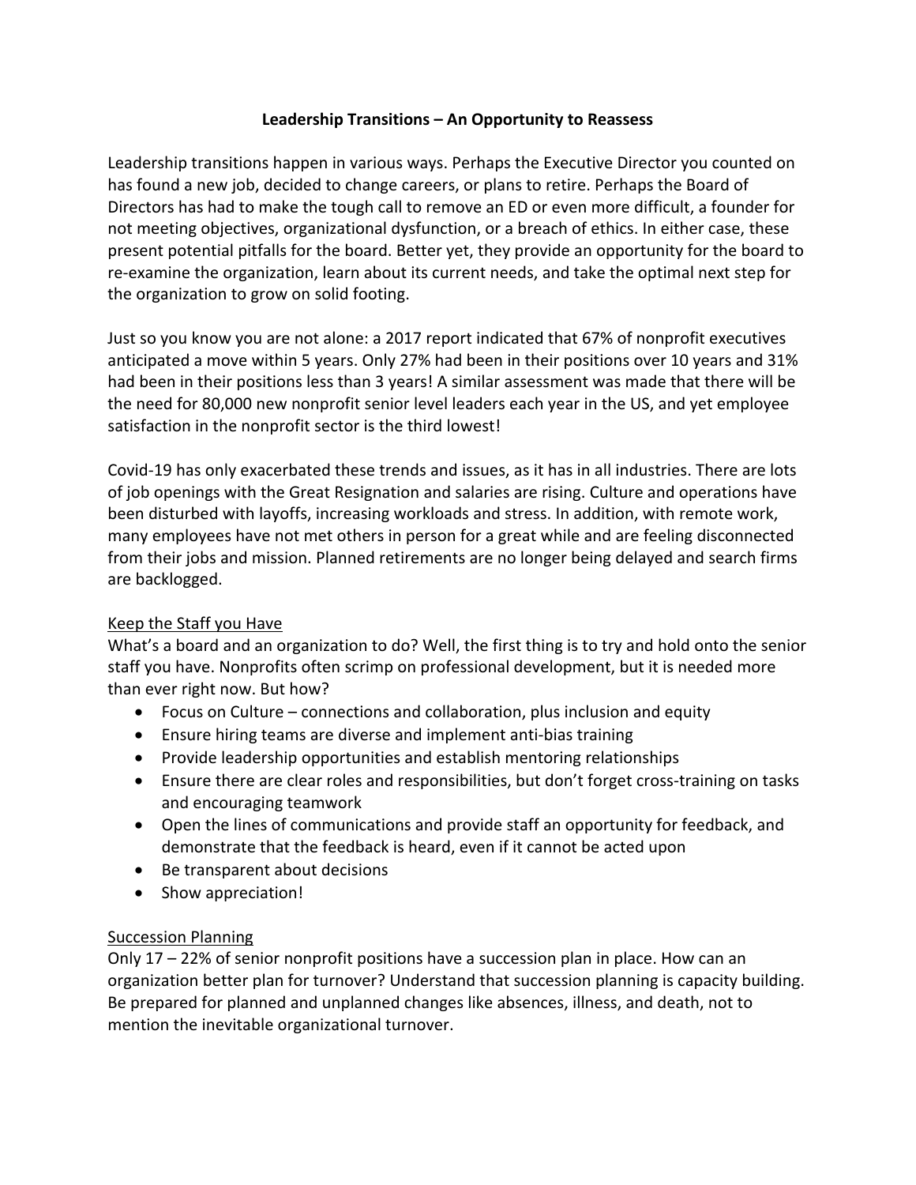# Leadership Transitions – An Opportunity to Reassess

Leadership transitions happen in various ways. Perhaps the Executive Director you counted on has found a new job, decided to change careers, or plans to retire. Perhaps the Board of Directors has had to make the tough call to remove an ED or even more difficult, a founder for not meeting objectives, organizational dysfunction, or a breach of ethics. In either case, these present potential pitfalls for the board. Better yet, they provide an opportunity for the board to re-examine the organization, learn about its current needs, and take the optimal next step for the organization to grow on solid footing.

Just so you know you are not alone: a 2017 report indicated that 67% of nonprofit executives anticipated a move within 5 years. Only 27% had been in their positions over 10 years and 31% had been in their positions less than 3 years! A similar assessment was made that there will be the need for 80,000 new nonprofit senior level leaders each year in the US, and yet employee satisfaction in the nonprofit sector is the third lowest!

Covid-19 has only exacerbated these trends and issues, as it has in all industries. There are lots of job openings with the Great Resignation and salaries are rising. Culture and operations have been disturbed with layoffs, increasing workloads and stress. In addition, with remote work, many employees have not met others in person for a great while and are feeling disconnected from their jobs and mission. Planned retirements are no longer being delayed and search firms are backlogged.

## Keep the Staff you Have

What's a board and an organization to do? Well, the first thing is to try and hold onto the senior staff you have. Nonprofits often scrimp on professional development, but it is needed more than ever right now. But how?

- Focus on Culture – connections and collaboration, plus inclusion and equity
- Ensure hiring teams are diverse and implement anti-bias training
- Provide leadership opportunities and establish mentoring relationships
- Ensure there are clear roles and responsibilities, but don't forget cross-training on tasks and encouraging teamwork
- Open the lines of communications and provide staff an opportunity for feedback, and demonstrate that the feedback is heard, even if it cannot be acted upon
- Be transparent about decisions
- Show appreciation!

## Succession Planning

Only 17 – 22% of senior nonprofit positions have a succession plan in place. How can an organization better plan for turnover? Understand that succession planning is capacity building. Be prepared for planned and unplanned changes like absences, illness, and death, not to mention the inevitable organizational turnover.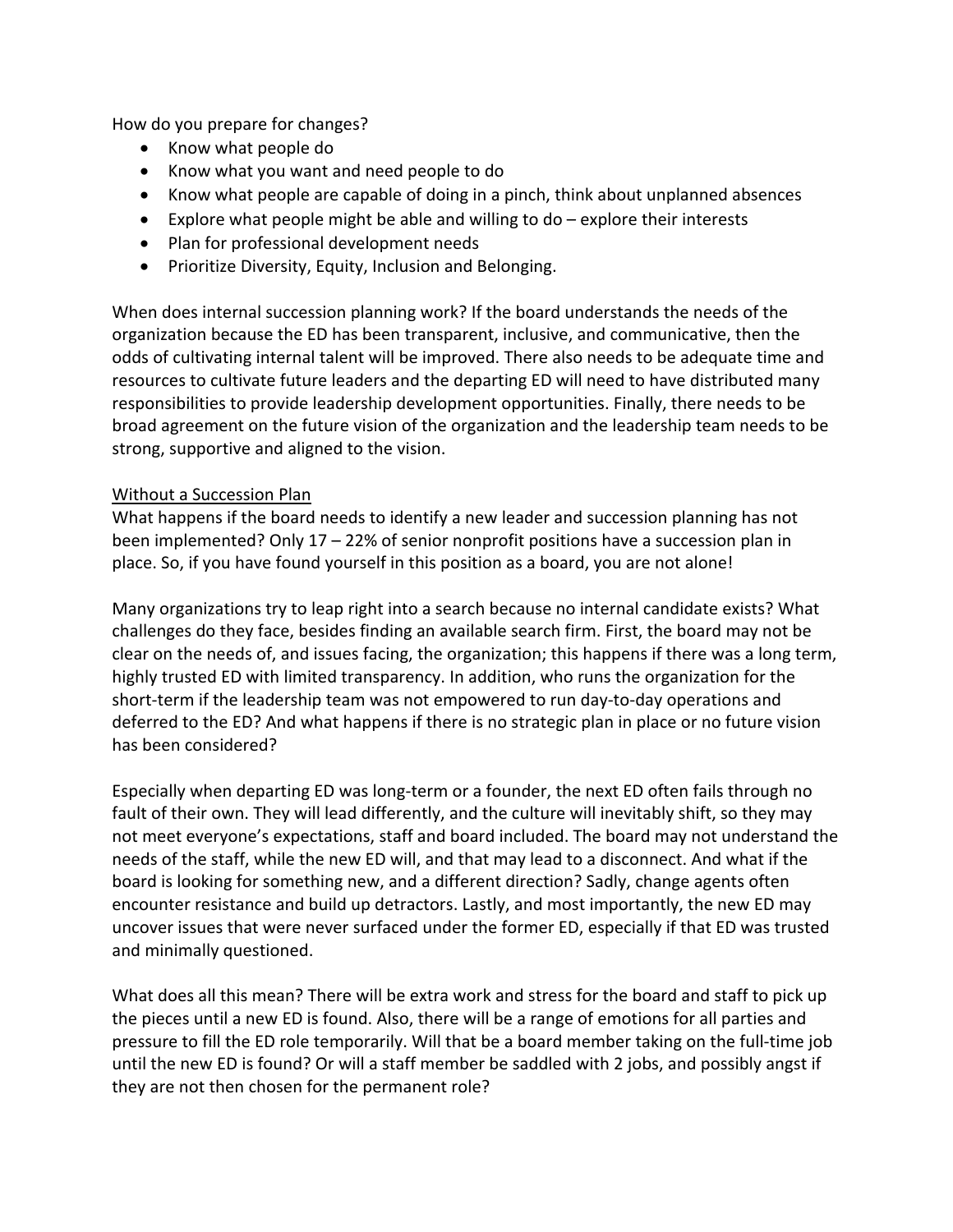How do you prepare for changes?

- Know what people do
- Know what you want and need people to do
- Know what people are capable of doing in a pinch, think about unplanned absences
- Explore what people might be able and willing to do – explore their interests
- Plan for professional development needs
- Prioritize Diversity, Equity, Inclusion and Belonging.

When does internal succession planning work? If the board understands the needs of the organization because the ED has been transparent, inclusive, and communicative, then the odds of cultivating internal talent will be improved. There also needs to be adequate time and resources to cultivate future leaders and the departing ED will need to have distributed many responsibilities to provide leadership development opportunities. Finally, there needs to be broad agreement on the future vision of the organization and the leadership team needs to be strong, supportive and aligned to the vision.

<u>Without a Succession Plan</u>

What happens if the board needs to identify a new leader and succession planning has not been implemented? Only 17 – 22% of senior nonprofit positions have a succession plan in place. So, if you have found yourself in this position as a board, you are not alone!

Many organizations try to leap right into a search because no internal candidate exists? What challenges do they face, besides finding an available search firm. First, the board may not be clear on the needs of, and issues facing, the organization; this happens if there was a long term, highly trusted ED with limited transparency. In addition, who runs the organization for the short-term if the leadership team was not empowered to run day-to-day operations and deferred to the ED? And what happens if there is no strategic plan in place or no future vision has been considered?

Especially when departing ED was long-term or a founder, the next ED often fails through no fault of their own. They will lead differently, and the culture will inevitably shift, so they may not meet everyone's expectations, staff and board included. The board may not understand the needs of the staff, while the new ED will, and that may lead to a disconnect. And what if the board is looking for something new, and a different direction? Sadly, change agents often encounter resistance and build up detractors. Lastly, and most importantly, the new ED may uncover issues that were never surfaced under the former ED, especially if that ED was trusted and minimally questioned.

What does all this mean? There will be extra work and stress for the board and staff to pick up the pieces until a new ED is found. Also, there will be a range of emotions for all parties and pressure to fill the ED role temporarily. Will that be a board member taking on the full-time job until the new ED is found? Or will a staff member be saddled with 2 jobs, and possibly angst if they are not then chosen for the permanent role?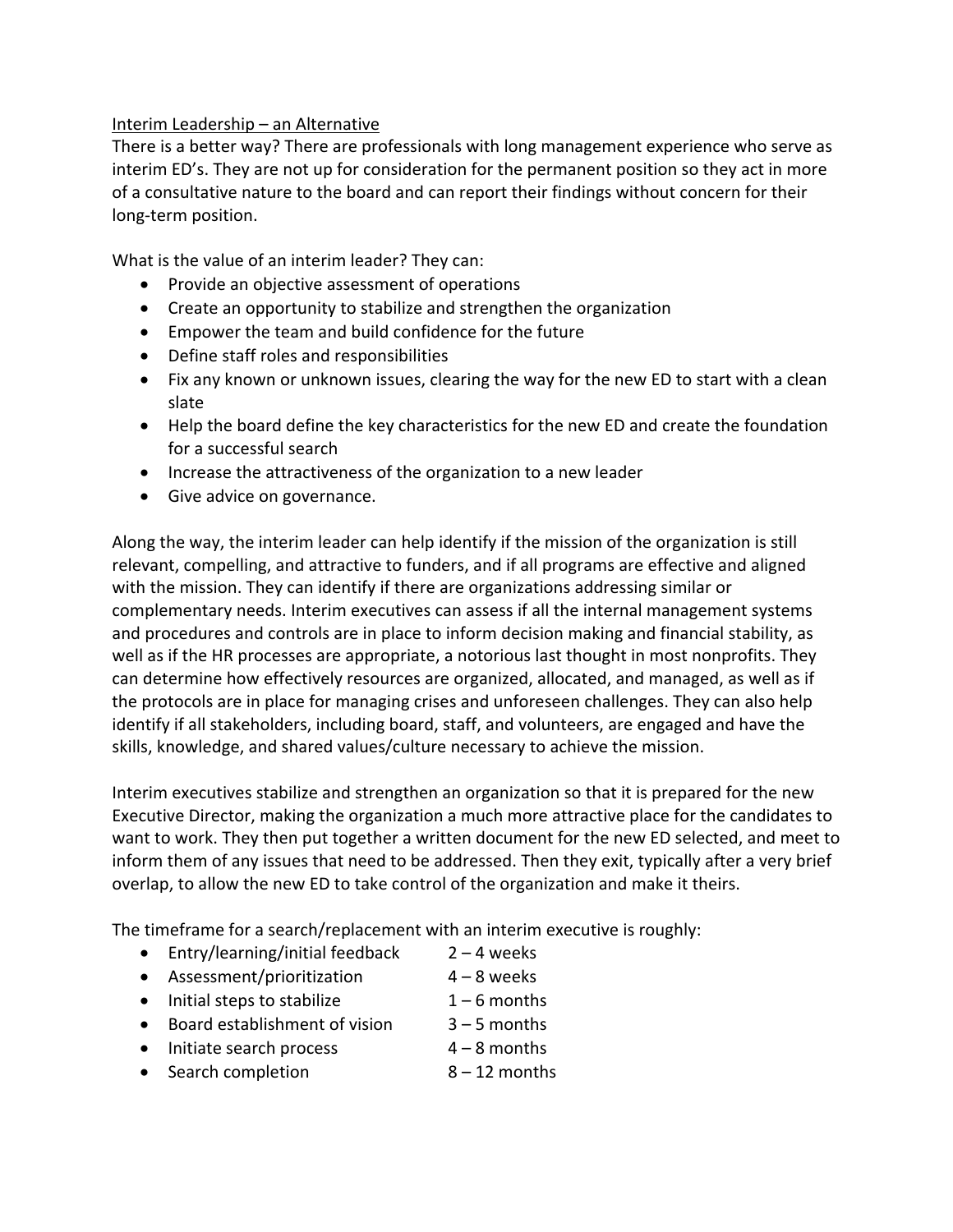Interim Leadership – an Alternative

There is a better way? There are professionals with long management experience who serve as interim ED's. They are not up for consideration for the permanent position so they act in more of a consultative nature to the board and can report their findings without concern for their long-term position.

What is the value of an interim leader? They can:

- Provide an objective assessment of operations
- Create an opportunity to stabilize and strengthen the organization
- Empower the team and build confidence for the future
- Define staff roles and responsibilities
- Fix any known or unknown issues, clearing the way for the new ED to start with a clean slate
- Help the board define the key characteristics for the new ED and create the foundation for a successful search
- Increase the attractiveness of the organization to a new leader
- Give advice on governance.

Along the way, the interim leader can help identify if the mission of the organization is still relevant, compelling, and attractive to funders, and if all programs are effective and aligned with the mission. They can identify if there are organizations addressing similar or complementary needs. Interim executives can assess if all the internal management systems and procedures and controls are in place to inform decision making and financial stability, as well as if the HR processes are appropriate, a notorious last thought in most nonprofits. They can determine how effectively resources are organized, allocated, and managed, as well as if the protocols are in place for managing crises and unforeseen challenges. They can also help identify if all stakeholders, including board, staff, and volunteers, are engaged and have the skills, knowledge, and shared values/culture necessary to achieve the mission.

Interim executives stabilize and strengthen an organization so that it is prepared for the new Executive Director, making the organization a much more attractive place for the candidates to want to work. They then put together a written document for the new ED selected, and meet to inform them of any issues that need to be addressed. Then they exit, typically after a very brief overlap, to allow the new ED to take control of the organization and make it theirs.

The timeframe for a search/replacement with an interim executive is roughly:

- Entry/learning/initial feedback 2 – 4 weeks
- Assessment/prioritization 4 – 8 weeks
- Initial steps to stabilize 1 – 6 months
- Board establishment of vision 3 – 5 months
- Initiate search process 4 – 8 months
- Search completion 8 – 12 months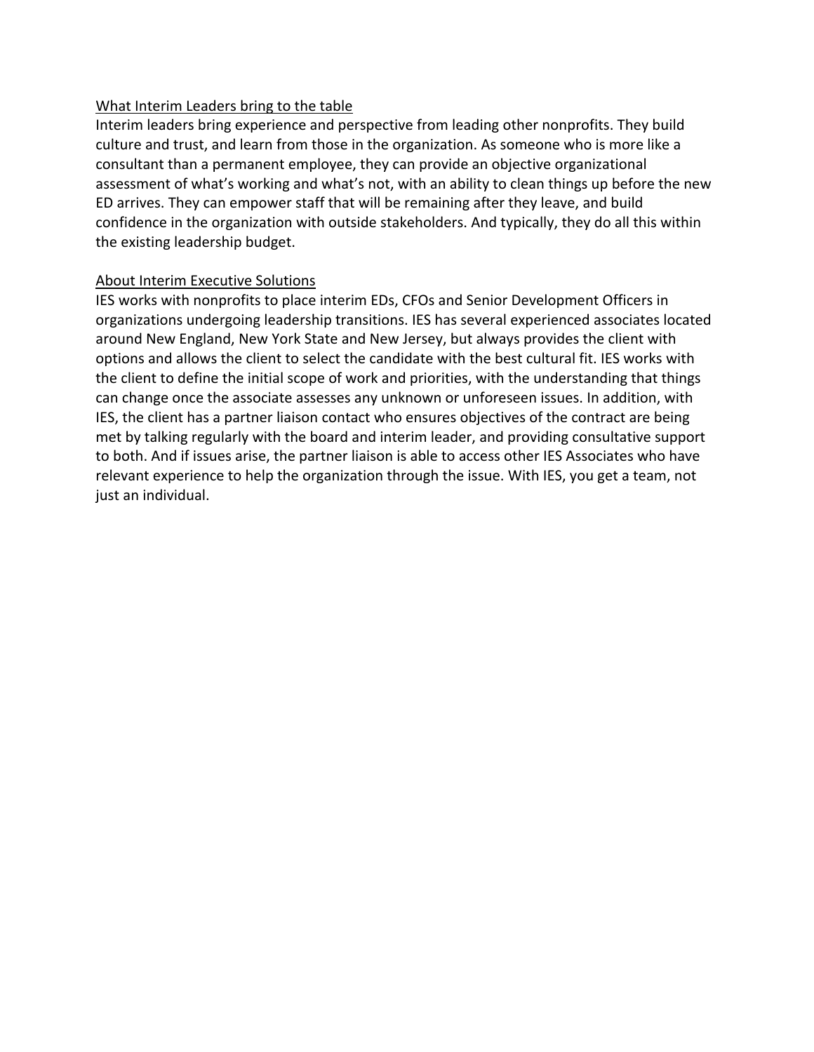## What Interim Leaders bring to the table

Interim leaders bring experience and perspective from leading other nonprofits. They build culture and trust, and learn from those in the organization. As someone who is more like a consultant than a permanent employee, they can provide an objective organizational assessment of what's working and what's not, with an ability to clean things up before the new ED arrives. They can empower staff that will be remaining after they leave, and build confidence in the organization with outside stakeholders. And typically, they do all this within the existing leadership budget.

## About Interim Executive Solutions

IES works with nonprofits to place interim EDs, CFOs and Senior Development Officers in organizations undergoing leadership transitions. IES has several experienced associates located around New England, New York State and New Jersey, but always provides the client with options and allows the client to select the candidate with the best cultural fit. IES works with the client to define the initial scope of work and priorities, with the understanding that things can change once the associate assesses any unknown or unforeseen issues. In addition, with IES, the client has a partner liaison contact who ensures objectives of the contract are being met by talking regularly with the board and interim leader, and providing consultative support to both. And if issues arise, the partner liaison is able to access other IES Associates who have relevant experience to help the organization through the issue. With IES, you get a team, not just an individual.